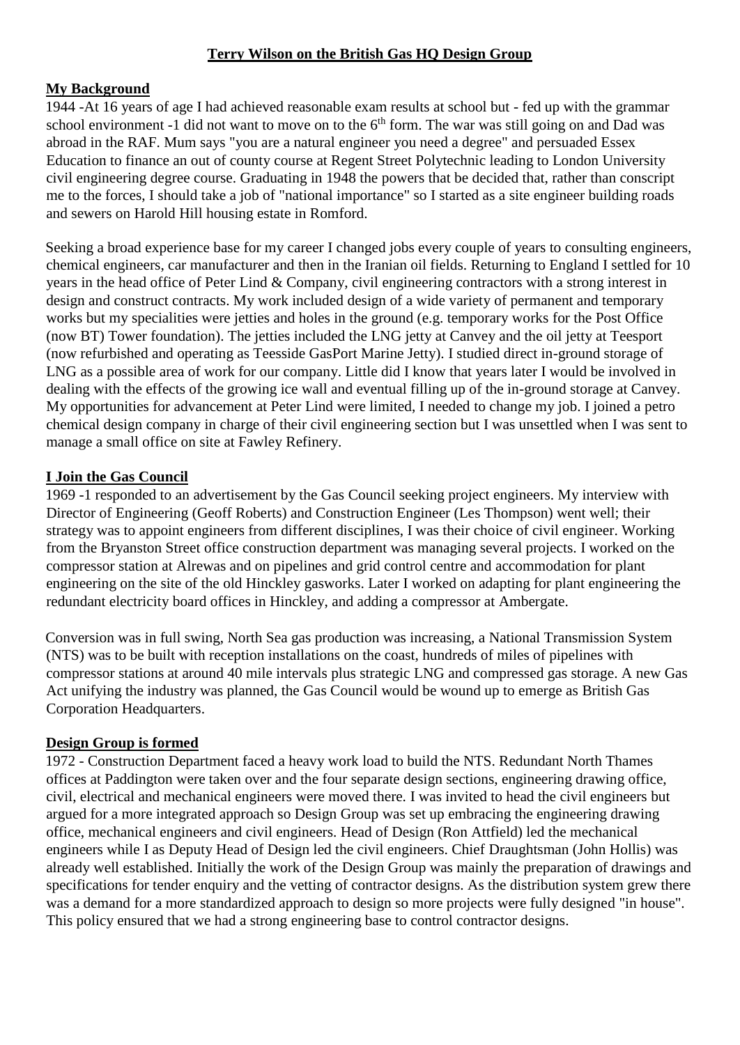# Terry Wilson on the British Gas HQ Design Group

## My Background

1944 -At 16 years of age I had achieved reasonable exam results at school but - fed up with the grammar school environment -1 did not want to move on to the 6th form. The war was still going on and Dad was abroad in the RAF. Mum says "you are a natural engineer you need a degree" and persuaded Essex Education to finance an out of county course at Regent Street Polytechnic leading to London University civil engineering degree course. Graduating in 1948 the powers that be decided that, rather than conscript me to the forces, I should take a job of "national importance" so I started as a site engineer building roads and sewers on Harold Hill housing estate in Romford.

Seeking a broad experience base for my career I changed jobs every couple of years to consulting engineers, chemical engineers, car manufacturer and then in the Iranian oil fields. Returning to England I settled for 10 years in the head office of Peter Lind & Company, civil engineering contractors with a strong interest in design and construct contracts. My work included design of a wide variety of permanent and temporary works but my specialities were jetties and holes in the ground (e.g. temporary works for the Post Office (now BT) Tower foundation). The jetties included the LNG jetty at Canvey and the oil jetty at Teesport (now refurbished and operating as Teesside GasPort Marine Jetty). I studied direct in-ground storage of LNG as a possible area of work for our company. Little did I know that years later I would be involved in dealing with the effects of the growing ice wall and eventual filling up of the in-ground storage at Canvey. My opportunities for advancement at Peter Lind were limited, I needed to change my job. I joined a petro chemical design company in charge of their civil engineering section but I was unsettled when I was sent to manage a small office on site at Fawley Refinery.

## I Join the Gas Council

1969 -1 responded to an advertisement by the Gas Council seeking project engineers. My interview with Director of Engineering (Geoff Roberts) and Construction Engineer (Les Thompson) went well; their strategy was to appoint engineers from different disciplines, I was their choice of civil engineer. Working from the Bryanston Street office construction department was managing several projects. I worked on the compressor station at Alrewas and on pipelines and grid control centre and accommodation for plant engineering on the site of the old Hinckley gasworks. Later I worked on adapting for plant engineering the redundant electricity board offices in Hinckley, and adding a compressor at Ambergate.

Conversion was in full swing, North Sea gas production was increasing, a National Transmission System (NTS) was to be built with reception installations on the coast, hundreds of miles of pipelines with compressor stations at around 40 mile intervals plus strategic LNG and compressed gas storage. A new Gas Act unifying the industry was planned, the Gas Council would be wound up to emerge as British Gas Corporation Headquarters.

## Design Group is formed

1972 - Construction Department faced a heavy work load to build the NTS. Redundant North Thames offices at Paddington were taken over and the four separate design sections, engineering drawing office, civil, electrical and mechanical engineers were moved there. I was invited to head the civil engineers but argued for a more integrated approach so Design Group was set up embracing the engineering drawing office, mechanical engineers and civil engineers. Head of Design (Ron Attfield) led the mechanical engineers while I as Deputy Head of Design led the civil engineers. Chief Draughtsman (John Hollis) was already well established. Initially the work of the Design Group was mainly the preparation of drawings and specifications for tender enquiry and the vetting of contractor designs. As the distribution system grew there was a demand for a more standardized approach to design so more projects were fully designed "in house". This policy ensured that we had a strong engineering base to control contractor designs.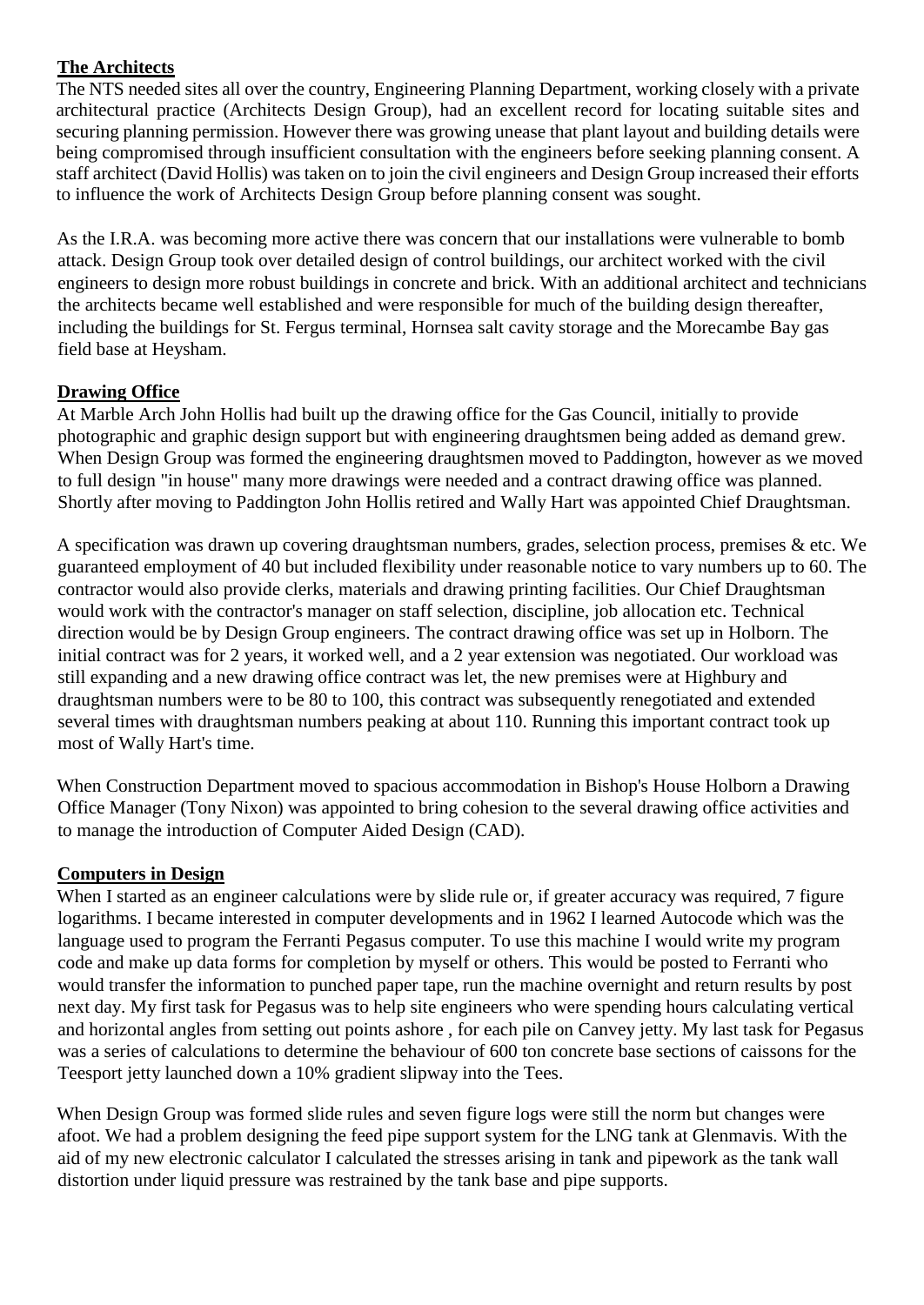## The Architects

The NTS needed sites all over the country, Engineering Planning Department, working closely with a private architectural practice (Architects Design Group), had an excellent record for locating suitable sites and securing planning permission. However there was growing unease that plant layout and building details were being compromised through insufficient consultation with the engineers before seeking planning consent. A staff architect (David Hollis) was taken on to join the civil engineers and Design Group increased their efforts to influence the work of Architects Design Group before planning consent was sought.

As the I.R.A. was becoming more active there was concern that our installations were vulnerable to bomb attack. Design Group took over detailed design of control buildings, our architect worked with the civil engineers to design more robust buildings in concrete and brick. With an additional architect and technicians the architects became well established and were responsible for much of the building design thereafter, including the buildings for St. Fergus terminal, Hornsea salt cavity storage and the Morecambe Bay gas field base at Heysham.

## Drawing Office

At Marble Arch John Hollis had built up the drawing office for the Gas Council, initially to provide photographic and graphic design support but with engineering draughtsmen being added as demand grew. When Design Group was formed the engineering draughtsmen moved to Paddington, however as we moved to full design "in house" many more drawings were needed and a contract drawing office was planned. Shortly after moving to Paddington John Hollis retired and Wally Hart was appointed Chief Draughtsman.

A specification was drawn up covering draughtsman numbers, grades, selection process, premises & etc. We guaranteed employment of 40 but included flexibility under reasonable notice to vary numbers up to 60. The contractor would also provide clerks, materials and drawing printing facilities. Our Chief Draughtsman would work with the contractor's manager on staff selection, discipline, job allocation etc. Technical direction would be by Design Group engineers. The contract drawing office was set up in Holborn. The initial contract was for 2 years, it worked well, and a 2 year extension was negotiated. Our workload was still expanding and a new drawing office contract was let, the new premises were at Highbury and draughtsman numbers were to be 80 to 100, this contract was subsequently renegotiated and extended several times with draughtsman numbers peaking at about 110. Running this important contract took up most of Wally Hart's time.

When Construction Department moved to spacious accommodation in Bishop's House Holborn a Drawing Office Manager (Tony Nixon) was appointed to bring cohesion to the several drawing office activities and to manage the introduction of Computer Aided Design (CAD).

## Computers in Design

When I started as an engineer calculations were by slide rule or, if greater accuracy was required, 7 figure logarithms. I became interested in computer developments and in 1962 I learned Autocode which was the language used to program the Ferranti Pegasus computer. To use this machine I would write my program code and make up data forms for completion by myself or others. This would be posted to Ferranti who would transfer the information to punched paper tape, run the machine overnight and return results by post next day. My first task for Pegasus was to help site engineers who were spending hours calculating vertical and horizontal angles from setting out points ashore , for each pile on Canvey jetty. My last task for Pegasus was a series of calculations to determine the behaviour of 600 ton concrete base sections of caissons for the Teesport jetty launched down a 10% gradient slipway into the Tees.

When Design Group was formed slide rules and seven figure logs were still the norm but changes were afoot. We had a problem designing the feed pipe support system for the LNG tank at Glenmavis. With the aid of my new electronic calculator I calculated the stresses arising in tank and pipework as the tank wall distortion under liquid pressure was restrained by the tank base and pipe supports.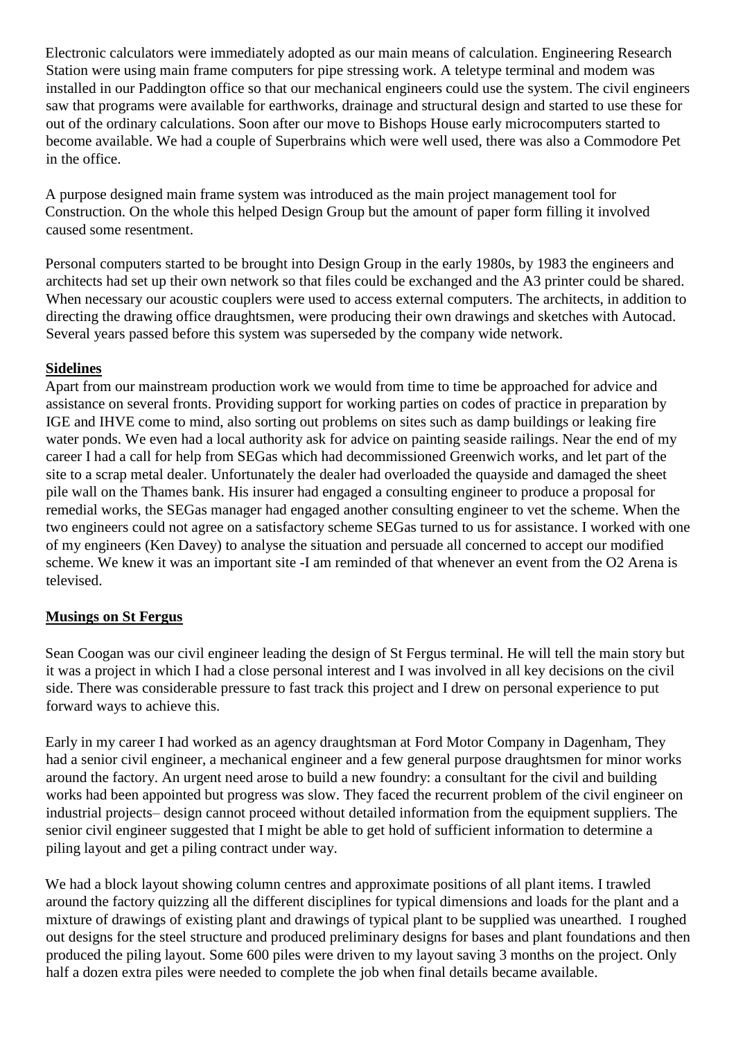Electronic calculators were immediately adopted as our main means of calculation. Engineering Research Station were using main frame computers for pipe stressing work. A teletype terminal and modem was installed in our Paddington office so that our mechanical engineers could use the system. The civil engineers saw that programs were available for earthworks, drainage and structural design and started to use these for out of the ordinary calculations. Soon after our move to Bishops House early microcomputers started to become available. We had a couple of Superbrains which were well used, there was also a Commodore Pet in the office.

A purpose designed main frame system was introduced as the main project management tool for Construction. On the whole this helped Design Group but the amount of paper form filling it involved caused some resentment.

Personal computers started to be brought into Design Group in the early 1980s, by 1983 the engineers and architects had set up their own network so that files could be exchanged and the A3 printer could be shared. When necessary our acoustic couplers were used to access external computers. The architects, in addition to directing the drawing office draughtsmen, were producing their own drawings and sketches with Autocad. Several years passed before this system was superseded by the company wide network.

## Sidelines

Apart from our mainstream production work we would from time to time be approached for advice and assistance on several fronts. Providing support for working parties on codes of practice in preparation by IGE and IHVE come to mind, also sorting out problems on sites such as damp buildings or leaking fire water ponds. We even had a local authority ask for advice on painting seaside railings. Near the end of my career I had a call for help from SEGas which had decommissioned Greenwich works, and let part of the site to a scrap metal dealer. Unfortunately the dealer had overloaded the quayside and damaged the sheet pile wall on the Thames bank. His insurer had engaged a consulting engineer to produce a proposal for remedial works, the SEGas manager had engaged another consulting engineer to vet the scheme. When the two engineers could not agree on a satisfactory scheme SEGas turned to us for assistance. I worked with one of my engineers (Ken Davey) to analyse the situation and persuade all concerned to accept our modified scheme. We knew it was an important site -I am reminded of that whenever an event from the O2 Arena is televised.

## Musings on St Fergus

Sean Coogan was our civil engineer leading the design of St Fergus terminal. He will tell the main story but it was a project in which I had a close personal interest and I was involved in all key decisions on the civil side. There was considerable pressure to fast track this project and I drew on personal experience to put forward ways to achieve this.

Early in my career I had worked as an agency draughtsman at Ford Motor Company in Dagenham, They had a senior civil engineer, a mechanical engineer and a few general purpose draughtsmen for minor works around the factory. An urgent need arose to build a new foundry: a consultant for the civil and building works had been appointed but progress was slow. They faced the recurrent problem of the civil engineer on industrial projects– design cannot proceed without detailed information from the equipment suppliers. The senior civil engineer suggested that I might be able to get hold of sufficient information to determine a piling layout and get a piling contract under way.

We had a block layout showing column centres and approximate positions of all plant items. I trawled around the factory quizzing all the different disciplines for typical dimensions and loads for the plant and a mixture of drawings of existing plant and drawings of typical plant to be supplied was unearthed. I roughed out designs for the steel structure and produced preliminary designs for bases and plant foundations and then produced the piling layout. Some 600 piles were driven to my layout saving 3 months on the project. Only half a dozen extra piles were needed to complete the job when final details became available.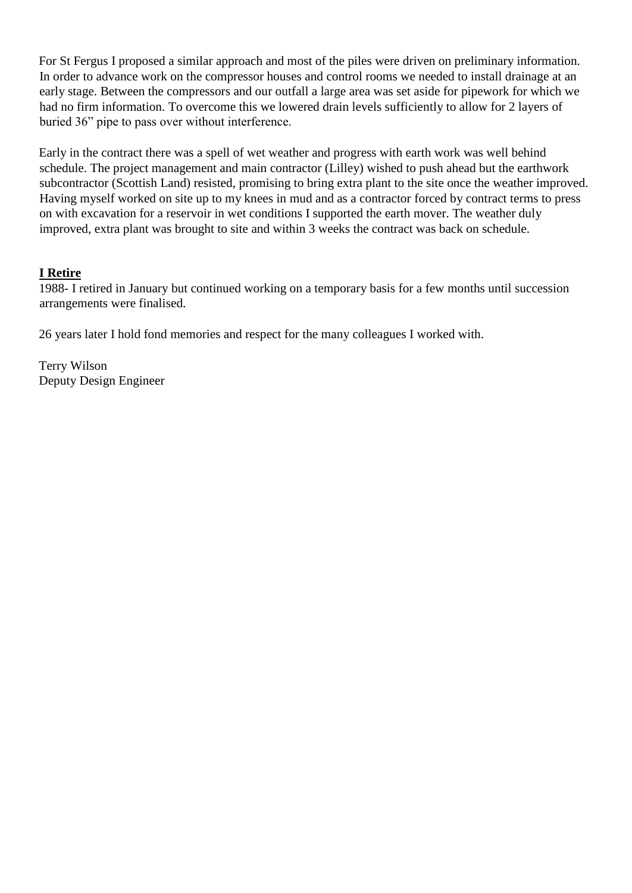For St Fergus I proposed a similar approach and most of the piles were driven on preliminary information. In order to advance work on the compressor houses and control rooms we needed to install drainage at an early stage. Between the compressors and our outfall a large area was set aside for pipework for which we had no firm information. To overcome this we lowered drain levels sufficiently to allow for 2 layers of buried 36" pipe to pass over without interference.

Early in the contract there was a spell of wet weather and progress with earth work was well behind schedule. The project management and main contractor (Lilley) wished to push ahead but the earthwork subcontractor (Scottish Land) resisted, promising to bring extra plant to the site once the weather improved. Having myself worked on site up to my knees in mud and as a contractor forced by contract terms to press on with excavation for a reservoir in wet conditions I supported the earth mover. The weather duly improved, extra plant was brought to site and within 3 weeks the contract was back on schedule.

## I Retire

1988- I retired in January but continued working on a temporary basis for a few months until succession arrangements were finalised.

26 years later I hold fond memories and respect for the many colleagues I worked with.

Terry Wilson
Deputy Design Engineer